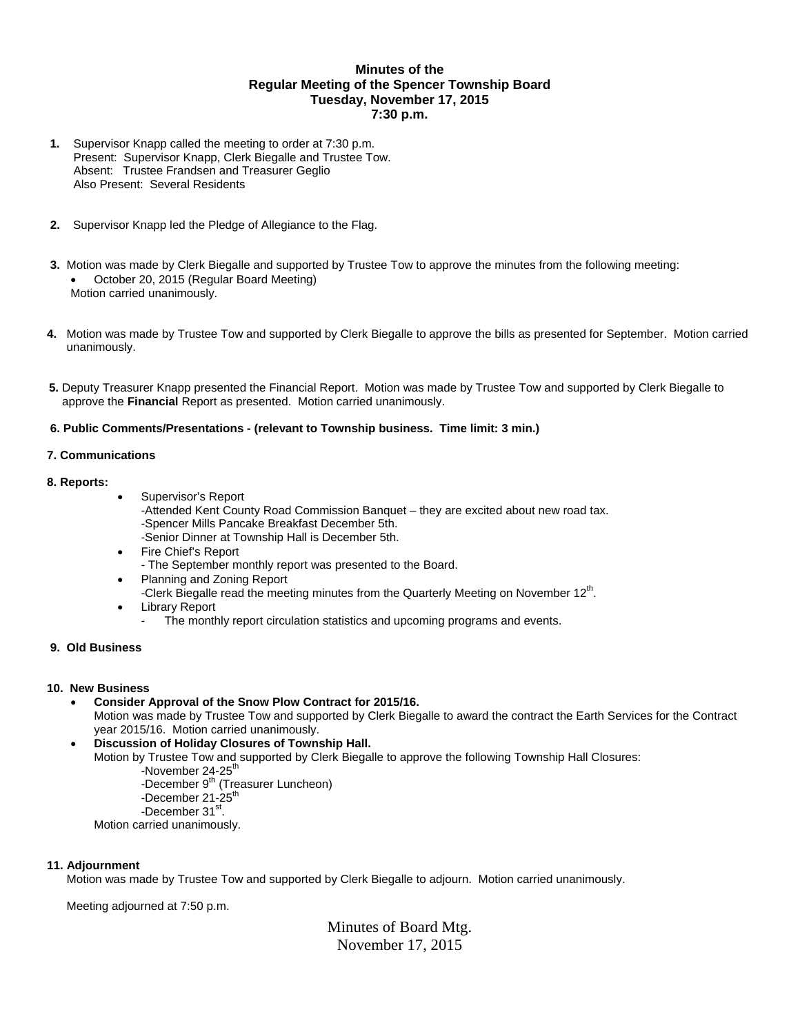# Minutes of the Regular Meeting of the Spencer Township Board
## Tuesday, November 17, 2015
## 7:30 p.m.

1. Supervisor Knapp called the meeting to order at 7:30 p.m.
   Present: Supervisor Knapp, Clerk Biegalle and Trustee Tow.
   Absent: Trustee Frandsen and Treasurer Geglio
   Also Present: Several Residents

2. Supervisor Knapp led the Pledge of Allegiance to the Flag.

3. Motion was made by Clerk Biegalle and supported by Trustee Tow to approve the minutes from the following meeting:
   - October 20, 2015 (Regular Board Meeting)

   Motion carried unanimously.

4. Motion was made by Trustee Tow and supported by Clerk Biegalle to approve the bills as presented for September. Motion carried unanimously.

5. Deputy Treasurer Knapp presented the Financial Report. Motion was made by Trustee Tow and supported by Clerk Biegalle to approve the **Financial** Report as presented. Motion carried unanimously.

**6. Public Comments/Presentations - (relevant to Township business. Time limit: 3 min.)**

**7. Communications**

**8. Reports:**

- Supervisor's Report
  -Attended Kent County Road Commission Banquet – they are excited about new road tax.
  -Spencer Mills Pancake Breakfast December 5th.
  -Senior Dinner at Township Hall is December 5th.
- Fire Chief's Report
  - The September monthly report was presented to the Board.
- Planning and Zoning Report
  -Clerk Biegalle read the meeting minutes from the Quarterly Meeting on November 12th.
- Library Report
  - The monthly report circulation statistics and upcoming programs and events.

**9. Old Business**

**10. New Business**

- **Consider Approval of the Snow Plow Contract for 2015/16.**
  Motion was made by Trustee Tow and supported by Clerk Biegalle to award the contract the Earth Services for the Contract year 2015/16. Motion carried unanimously.
- **Discussion of Holiday Closures of Township Hall.**
  Motion by Trustee Tow and supported by Clerk Biegalle to approve the following Township Hall Closures:
  -November 24-25th
  -December 9th (Treasurer Luncheon)
  -December 21-25th
  -December 31st.
  Motion carried unanimously.

**11. Adjournment**

Motion was made by Trustee Tow and supported by Clerk Biegalle to adjourn. Motion carried unanimously.

Meeting adjourned at 7:50 p.m.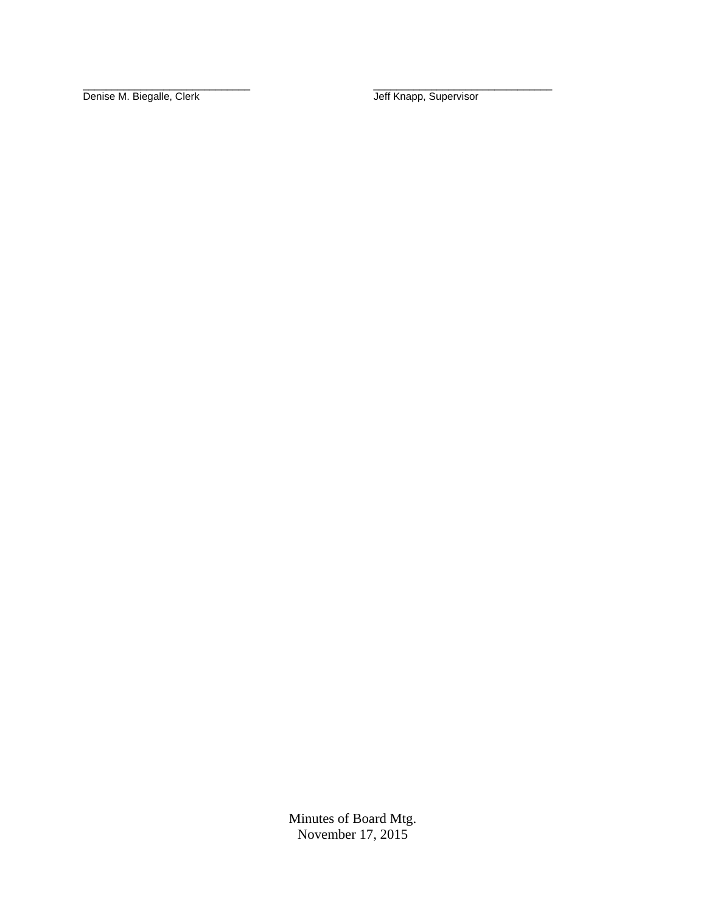\_\_\_\_\_\_\_\_\_\_\_\_\_\_\_\_\_\_\_\_\_\_\_\_\_\_\_\_\_\_ \_\_\_\_\_\_\_\_\_\_\_\_\_\_\_\_\_\_\_\_\_\_\_\_\_\_\_\_\_\_\_\_

Denise M. Biegalle, Clerk

Jeff Knapp, Supervisor